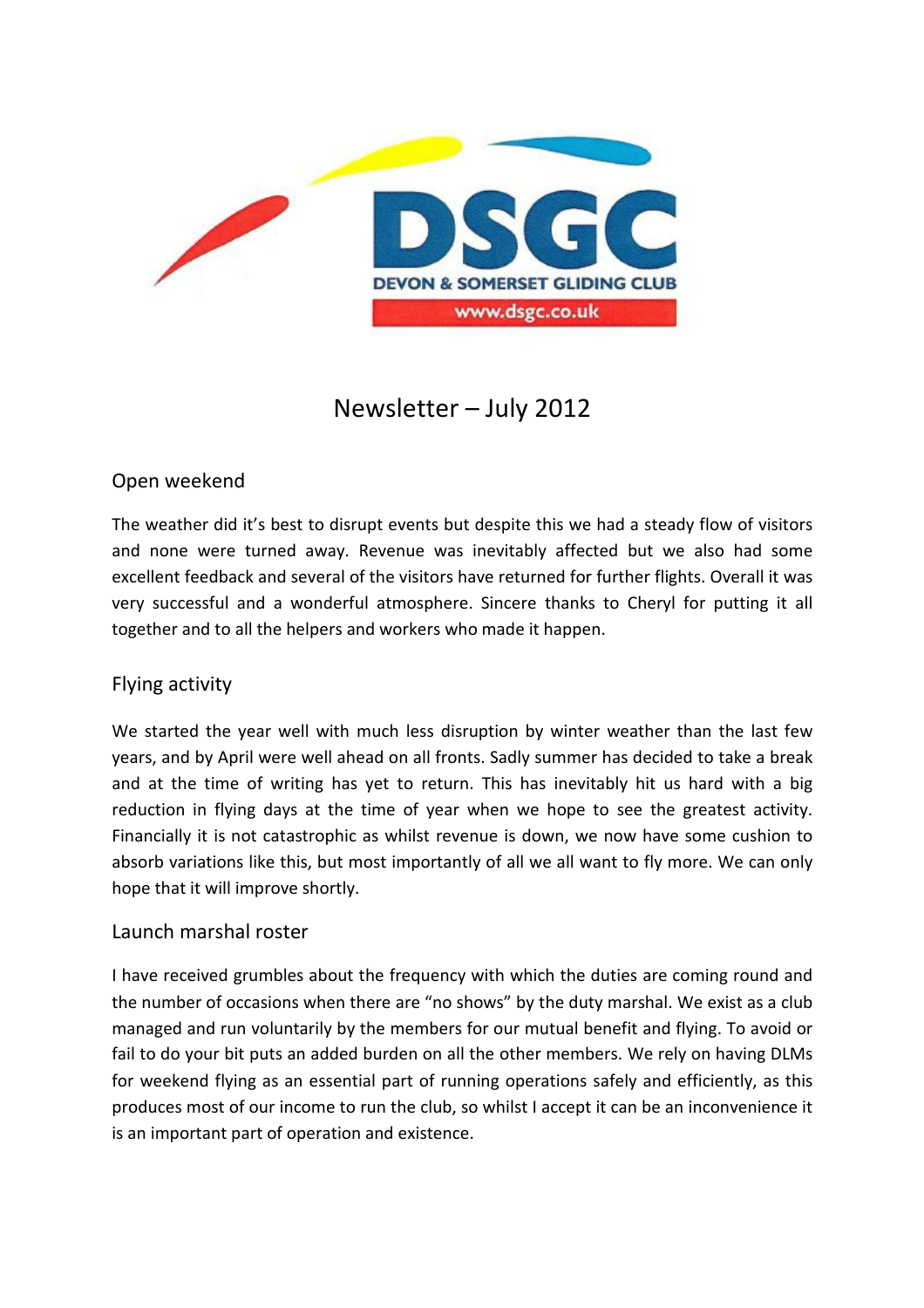# Newsletter – July 2012

## Open weekend

The weather did it's best to disrupt events but despite this we had a steady flow of visitors and none were turned away. Revenue was inevitably affected but we also had some excellent feedback and several of the visitors have returned for further flights. Overall it was very successful and a wonderful atmosphere. Sincere thanks to Cheryl for putting it all together and to all the helpers and workers who made it happen.

## Flying activity

We started the year well with much less disruption by winter weather than the last few years, and by April were well ahead on all fronts. Sadly summer has decided to take a break and at the time of writing has yet to return. This has inevitably hit us hard with a big reduction in flying days at the time of year when we hope to see the greatest activity. Financially it is not catastrophic as whilst revenue is down, we now have some cushion to absorb variations like this, but most importantly of all we all want to fly more. We can only hope that it will improve shortly.

## Launch marshal roster

I have received grumbles about the frequency with which the duties are coming round and the number of occasions when there are "no shows" by the duty marshal. We exist as a club managed and run voluntarily by the members for our mutual benefit and flying. To avoid or fail to do your bit puts an added burden on all the other members. We rely on having DLMs for weekend flying as an essential part of running operations safely and efficiently, as this produces most of our income to run the club, so whilst I accept it can be an inconvenience it is an important part of operation and existence.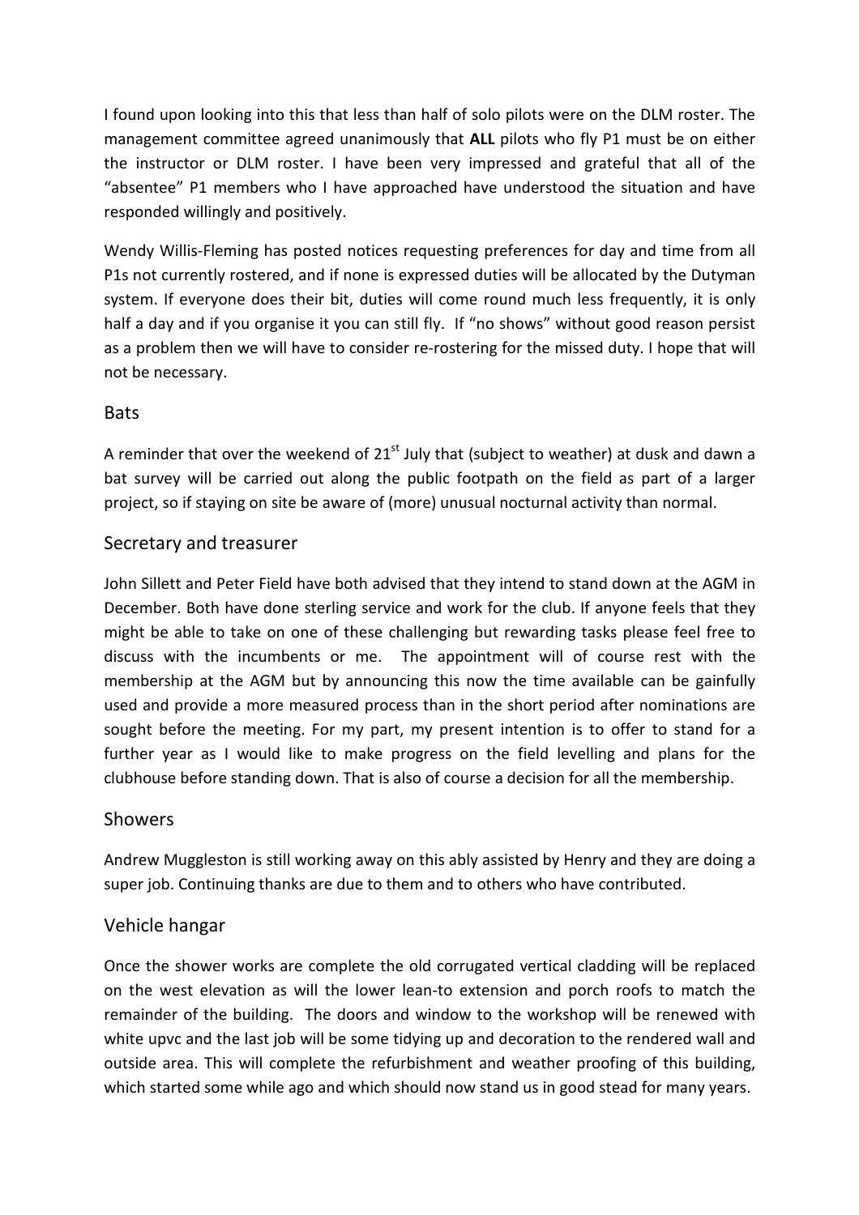I found upon looking into this that less than half of solo pilots were on the DLM roster. The management committee agreed unanimously that **ALL** pilots who fly P1 must be on either the instructor or DLM roster. I have been very impressed and grateful that all of the "absentee" P1 members who I have approached have understood the situation and have responded willingly and positively.

Wendy Willis-Fleming has posted notices requesting preferences for day and time from all P1s not currently rostered, and if none is expressed duties will be allocated by the Dutyman system. If everyone does their bit, duties will come round much less frequently, it is only half a day and if you organise it you can still fly. If "no shows" without good reason persist as a problem then we will have to consider re-rostering for the missed duty. I hope that will not be necessary.

## Bats

A reminder that over the weekend of 21st July that (subject to weather) at dusk and dawn a bat survey will be carried out along the public footpath on the field as part of a larger project, so if staying on site be aware of (more) unusual nocturnal activity than normal.

## Secretary and treasurer

John Sillett and Peter Field have both advised that they intend to stand down at the AGM in December. Both have done sterling service and work for the club. If anyone feels that they might be able to take on one of these challenging but rewarding tasks please feel free to discuss with the incumbents or me. The appointment will of course rest with the membership at the AGM but by announcing this now the time available can be gainfully used and provide a more measured process than in the short period after nominations are sought before the meeting. For my part, my present intention is to offer to stand for a further year as I would like to make progress on the field levelling and plans for the clubhouse before standing down. That is also of course a decision for all the membership.

## Showers

Andrew Muggleston is still working away on this ably assisted by Henry and they are doing a super job. Continuing thanks are due to them and to others who have contributed.

## Vehicle hangar

Once the shower works are complete the old corrugated vertical cladding will be replaced on the west elevation as will the lower lean-to extension and porch roofs to match the remainder of the building. The doors and window to the workshop will be renewed with white upvc and the last job will be some tidying up and decoration to the rendered wall and outside area. This will complete the refurbishment and weather proofing of this building, which started some while ago and which should now stand us in good stead for many years.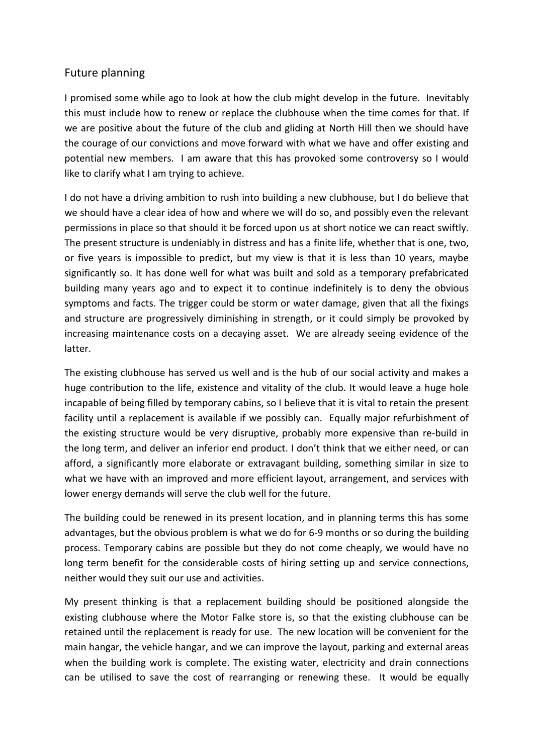## Future planning

I promised some while ago to look at how the club might develop in the future. Inevitably this must include how to renew or replace the clubhouse when the time comes for that. If we are positive about the future of the club and gliding at North Hill then we should have the courage of our convictions and move forward with what we have and offer existing and potential new members. I am aware that this has provoked some controversy so I would like to clarify what I am trying to achieve.

I do not have a driving ambition to rush into building a new clubhouse, but I do believe that we should have a clear idea of how and where we will do so, and possibly even the relevant permissions in place so that should it be forced upon us at short notice we can react swiftly. The present structure is undeniably in distress and has a finite life, whether that is one, two, or five years is impossible to predict, but my view is that it is less than 10 years, maybe significantly so. It has done well for what was built and sold as a temporary prefabricated building many years ago and to expect it to continue indefinitely is to deny the obvious symptoms and facts. The trigger could be storm or water damage, given that all the fixings and structure are progressively diminishing in strength, or it could simply be provoked by increasing maintenance costs on a decaying asset. We are already seeing evidence of the latter.

The existing clubhouse has served us well and is the hub of our social activity and makes a huge contribution to the life, existence and vitality of the club. It would leave a huge hole incapable of being filled by temporary cabins, so I believe that it is vital to retain the present facility until a replacement is available if we possibly can. Equally major refurbishment of the existing structure would be very disruptive, probably more expensive than re-build in the long term, and deliver an inferior end product. I don't think that we either need, or can afford, a significantly more elaborate or extravagant building, something similar in size to what we have with an improved and more efficient layout, arrangement, and services with lower energy demands will serve the club well for the future.

The building could be renewed in its present location, and in planning terms this has some advantages, but the obvious problem is what we do for 6-9 months or so during the building process. Temporary cabins are possible but they do not come cheaply, we would have no long term benefit for the considerable costs of hiring setting up and service connections, neither would they suit our use and activities.

My present thinking is that a replacement building should be positioned alongside the existing clubhouse where the Motor Falke store is, so that the existing clubhouse can be retained until the replacement is ready for use. The new location will be convenient for the main hangar, the vehicle hangar, and we can improve the layout, parking and external areas when the building work is complete. The existing water, electricity and drain connections can be utilised to save the cost of rearranging or renewing these. It would be equally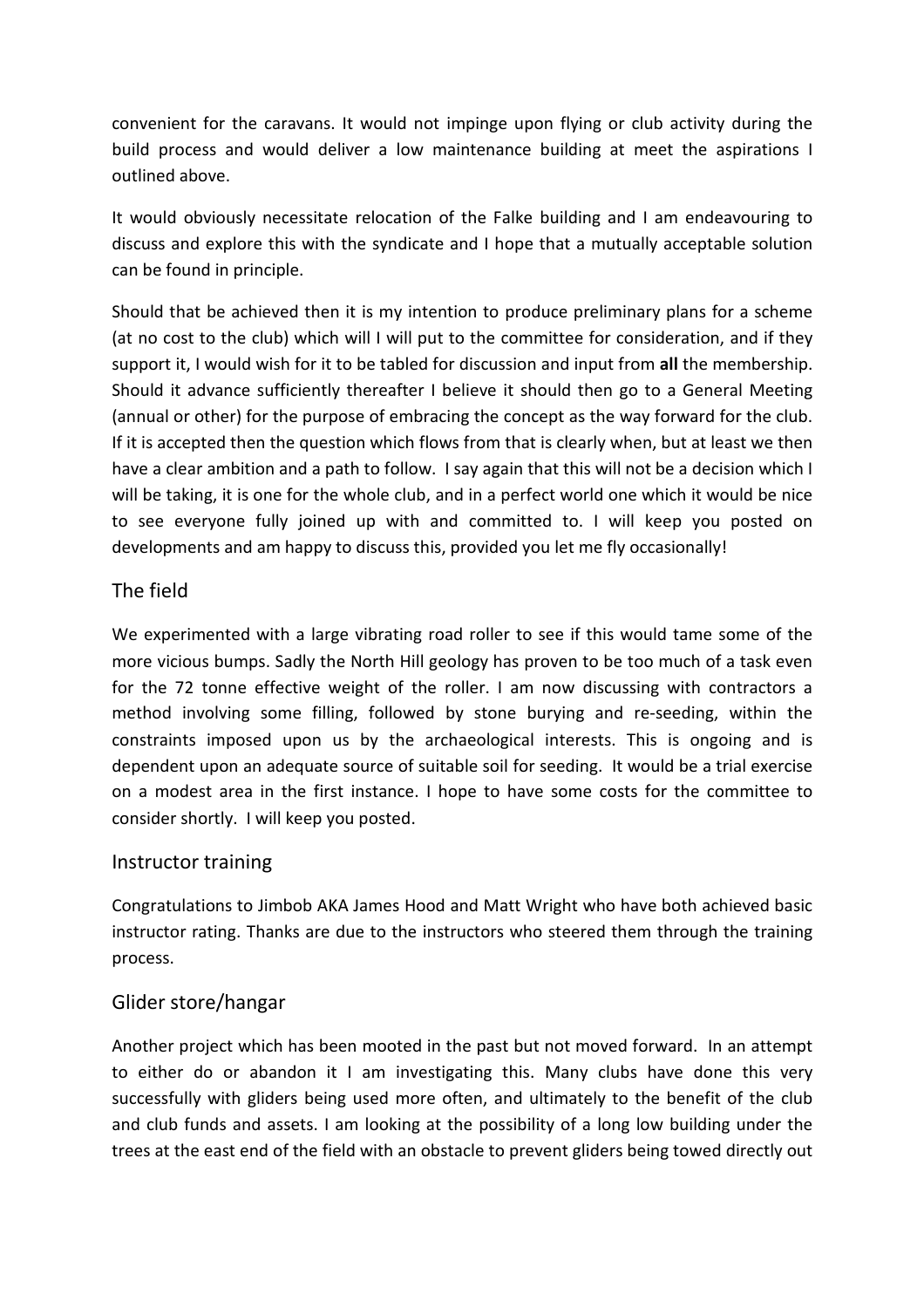convenient for the caravans. It would not impinge upon flying or club activity during the build process and would deliver a low maintenance building at meet the aspirations I outlined above.

It would obviously necessitate relocation of the Falke building and I am endeavouring to discuss and explore this with the syndicate and I hope that a mutually acceptable solution can be found in principle.

Should that be achieved then it is my intention to produce preliminary plans for a scheme (at no cost to the club) which will I will put to the committee for consideration, and if they support it, I would wish for it to be tabled for discussion and input from **all** the membership. Should it advance sufficiently thereafter I believe it should then go to a General Meeting (annual or other) for the purpose of embracing the concept as the way forward for the club. If it is accepted then the question which flows from that is clearly when, but at least we then have a clear ambition and a path to follow. I say again that this will not be a decision which I will be taking, it is one for the whole club, and in a perfect world one which it would be nice to see everyone fully joined up with and committed to. I will keep you posted on developments and am happy to discuss this, provided you let me fly occasionally!

## The field

We experimented with a large vibrating road roller to see if this would tame some of the more vicious bumps. Sadly the North Hill geology has proven to be too much of a task even for the 72 tonne effective weight of the roller. I am now discussing with contractors a method involving some filling, followed by stone burying and re-seeding, within the constraints imposed upon us by the archaeological interests. This is ongoing and is dependent upon an adequate source of suitable soil for seeding. It would be a trial exercise on a modest area in the first instance. I hope to have some costs for the committee to consider shortly. I will keep you posted.

## Instructor training

Congratulations to Jimbob AKA James Hood and Matt Wright who have both achieved basic instructor rating. Thanks are due to the instructors who steered them through the training process.

## Glider store/hangar

Another project which has been mooted in the past but not moved forward. In an attempt to either do or abandon it I am investigating this. Many clubs have done this very successfully with gliders being used more often, and ultimately to the benefit of the club and club funds and assets. I am looking at the possibility of a long low building under the trees at the east end of the field with an obstacle to prevent gliders being towed directly out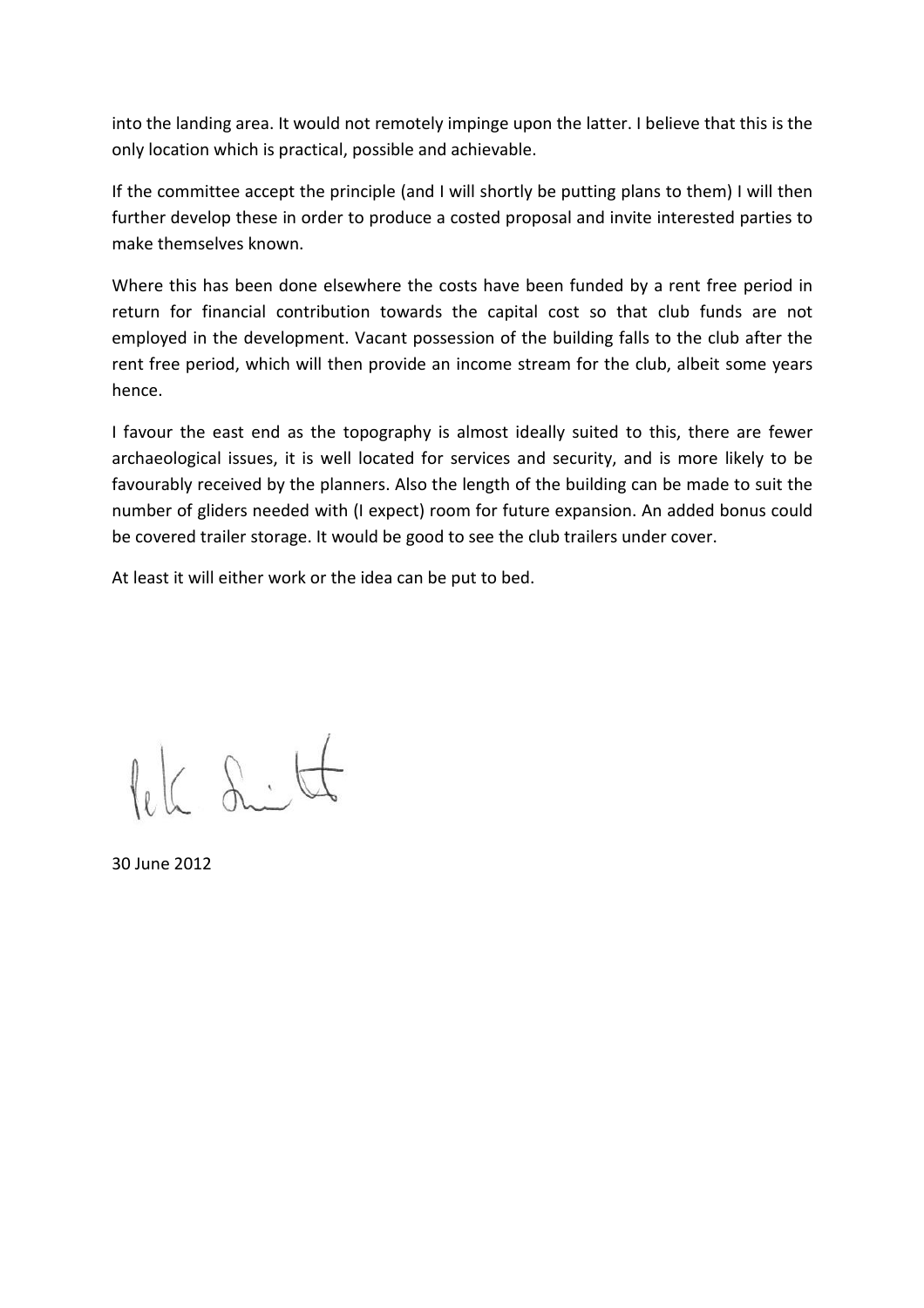into the landing area. It would not remotely impinge upon the latter. I believe that this is the only location which is practical, possible and achievable.

If the committee accept the principle (and I will shortly be putting plans to them) I will then further develop these in order to produce a costed proposal and invite interested parties to make themselves known.

Where this has been done elsewhere the costs have been funded by a rent free period in return for financial contribution towards the capital cost so that club funds are not employed in the development. Vacant possession of the building falls to the club after the rent free period, which will then provide an income stream for the club, albeit some years hence.

I favour the east end as the topography is almost ideally suited to this, there are fewer archaeological issues, it is well located for services and security, and is more likely to be favourably received by the planners. Also the length of the building can be made to suit the number of gliders needed with (I expect) room for future expansion. An added bonus could be covered trailer storage. It would be good to see the club trailers under cover.

At least it will either work or the idea can be put to bed.

30 June 2012